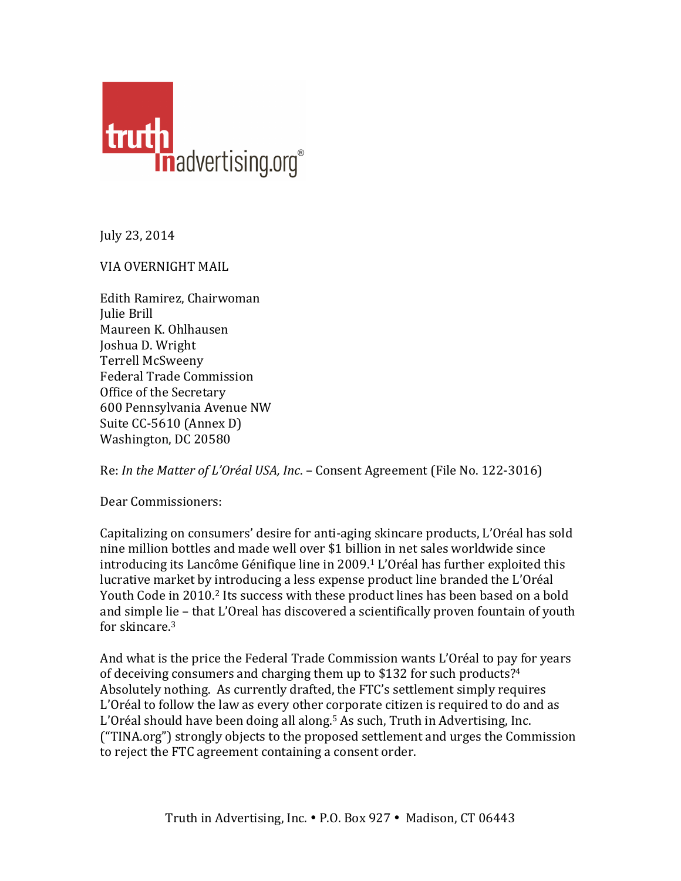truth in advertising.org®

July 23, 2014

VIA OVERNIGHT MAIL

Edith Ramirez, Chairwoman
Julie Brill
Maureen K. Ohlhausen
Joshua D. Wright
Terrell McSweeny
Federal Trade Commission
Office of the Secretary
600 Pennsylvania Avenue NW
Suite CC-5610 (Annex D)
Washington, DC 20580

Re: *In the Matter of L'Oréal USA, Inc*. – Consent Agreement (File No. 122-3016)

Dear Commissioners:

Capitalizing on consumers' desire for anti-aging skincare products, L'Oréal has sold nine million bottles and made well over $1 billion in net sales worldwide since introducing its Lancôme Génifique line in 2009.[1] L'Oréal has further exploited this lucrative market by introducing a less expense product line branded the L'Oréal Youth Code in 2010.[2] Its success with these product lines has been based on a bold and simple lie – that L'Oreal has discovered a scientifically proven fountain of youth for skincare.[3]

And what is the price the Federal Trade Commission wants L'Oréal to pay for years of deceiving consumers and charging them up to $132 for such products?[4] Absolutely nothing. As currently drafted, the FTC's settlement simply requires L'Oréal to follow the law as every other corporate citizen is required to do and as L'Oréal should have been doing all along.[5] As such, Truth in Advertising, Inc. ("TINA.org") strongly objects to the proposed settlement and urges the Commission to reject the FTC agreement containing a consent order.

Truth in Advertising, Inc. • P.O. Box 927 • Madison, CT 06443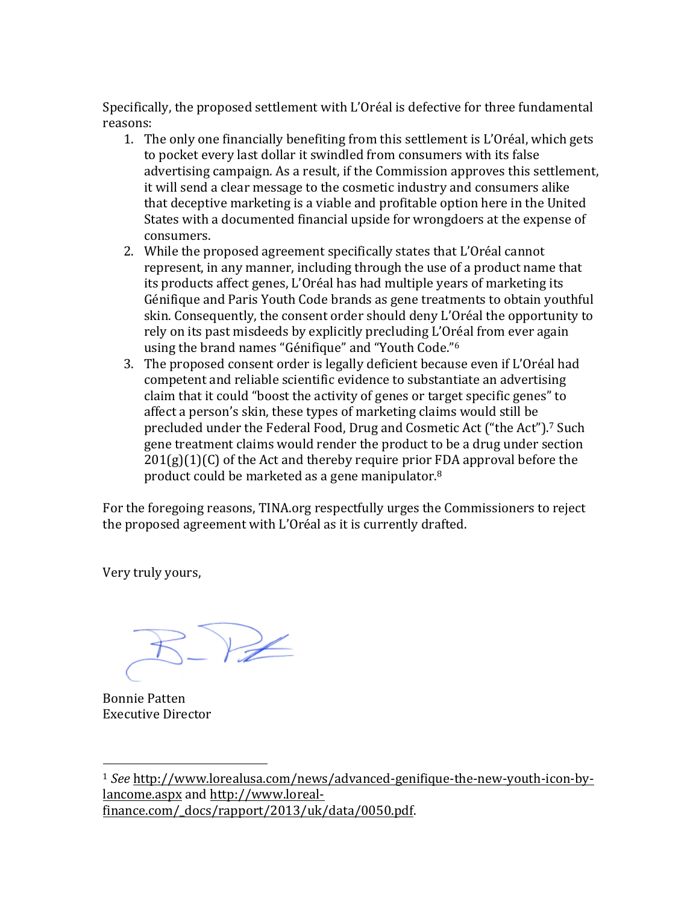Specifically, the proposed settlement with L'Oréal is defective for three fundamental reasons:

1. The only one financially benefiting from this settlement is L'Oréal, which gets to pocket every last dollar it swindled from consumers with its false advertising campaign. As a result, if the Commission approves this settlement, it will send a clear message to the cosmetic industry and consumers alike that deceptive marketing is a viable and profitable option here in the United States with a documented financial upside for wrongdoers at the expense of consumers.
2. While the proposed agreement specifically states that L'Oréal cannot represent, in any manner, including through the use of a product name that its products affect genes, L'Oréal has had multiple years of marketing its Génifique and Paris Youth Code brands as gene treatments to obtain youthful skin. Consequently, the consent order should deny L'Oréal the opportunity to rely on its past misdeeds by explicitly precluding L'Oréal from ever again using the brand names "Génifique" and "Youth Code."[6]
3. The proposed consent order is legally deficient because even if L'Oréal had competent and reliable scientific evidence to substantiate an advertising claim that it could "boost the activity of genes or target specific genes" to affect a person's skin, these types of marketing claims would still be precluded under the Federal Food, Drug and Cosmetic Act ("the Act").[7] Such gene treatment claims would render the product to be a drug under section 201(g)(1)(C) of the Act and thereby require prior FDA approval before the product could be marketed as a gene manipulator.[8]

For the foregoing reasons, TINA.org respectfully urges the Commissioners to reject the proposed agreement with L'Oréal as it is currently drafted.

Very truly yours,

Bonnie Patten
Executive Director

---

[1] *See* http://www.lorealusa.com/news/advanced-genifique-the-new-youth-icon-by-lancome.aspx and http://www.loreal-finance.com/_docs/rapport/2013/uk/data/0050.pdf.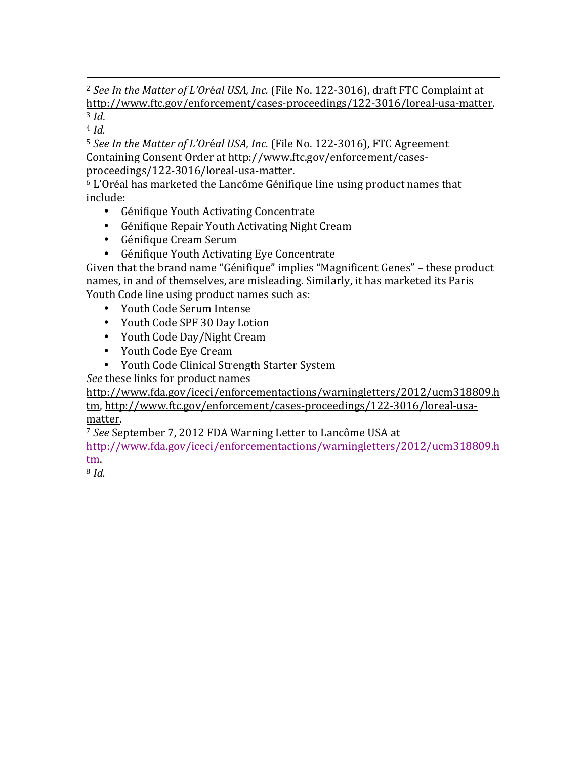[2] *See In the Matter of L'Oréal USA, Inc.* (File No. 122-3016), draft FTC Complaint at http://www.ftc.gov/enforcement/cases-proceedings/122-3016/loreal-usa-matter.
[3] *Id.*
[4] *Id.*
[5] *See In the Matter of L'Oréal USA, Inc.* (File No. 122-3016), FTC Agreement Containing Consent Order at http://www.ftc.gov/enforcement/cases-proceedings/122-3016/loreal-usa-matter.
[6] L'Oréal has marketed the Lancôme Génifique line using product names that include:

- Génifique Youth Activating Concentrate
- Génifique Repair Youth Activating Night Cream
- Génifique Cream Serum
- Génifique Youth Activating Eye Concentrate

Given that the brand name "Génifique" implies "Magnificent Genes" – these product names, in and of themselves, are misleading. Similarly, it has marketed its Paris Youth Code line using product names such as:

- Youth Code Serum Intense
- Youth Code SPF 30 Day Lotion
- Youth Code Day/Night Cream
- Youth Code Eye Cream
- Youth Code Clinical Strength Starter System

*See* these links for product names http://www.fda.gov/iceci/enforcementactions/warningletters/2012/ucm318809.htm, http://www.ftc.gov/enforcement/cases-proceedings/122-3016/loreal-usa-matter.
[7] *See* September 7, 2012 FDA Warning Letter to Lancôme USA at http://www.fda.gov/iceci/enforcementactions/warningletters/2012/ucm318809.htm.
[8] *Id.*